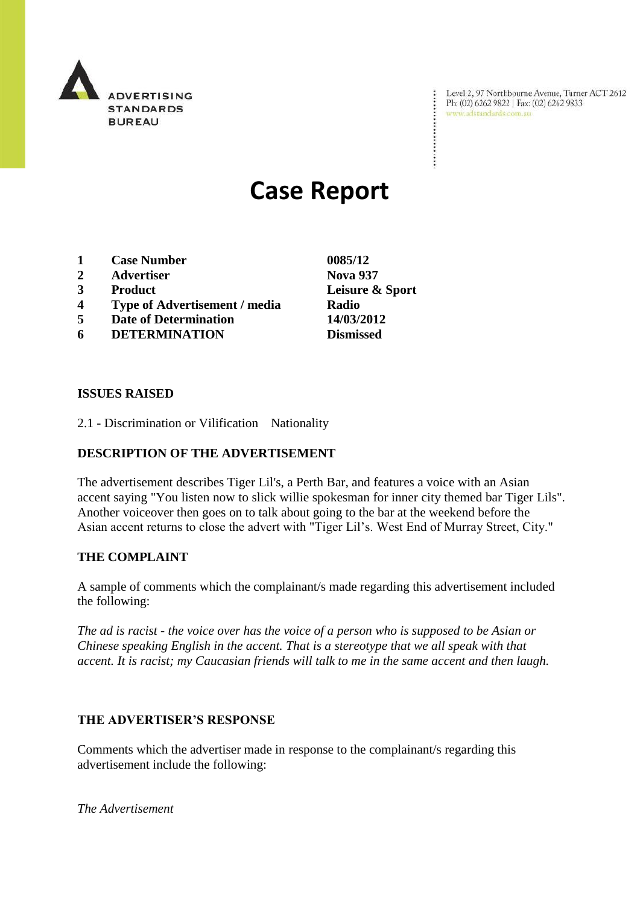ADVERTISING STANDARDS BUREAU

Level 2, 97 Northbourne Avenue, Turner ACT 2612
Ph: (02) 6262 9822 | Fax: (02) 6262 9833
www.adstandards.com.au

# Case Report

| | | |
|---|---|---|
| 1 | **Case Number** | **0085/12** |
| 2 | **Advertiser** | **Nova 937** |
| 3 | **Product** | **Leisure & Sport** |
| 4 | **Type of Advertisement / media** | **Radio** |
| 5 | **Date of Determination** | **14/03/2012** |
| 6 | **DETERMINATION** | **Dismissed** |

**ISSUES RAISED**

2.1 - Discrimination or Vilification    Nationality

**DESCRIPTION OF THE ADVERTISEMENT**

The advertisement describes Tiger Lil's, a Perth Bar, and features a voice with an Asian accent saying "You listen now to slick willie spokesman for inner city themed bar Tiger Lils". Another voiceover then goes on to talk about going to the bar at the weekend before the Asian accent returns to close the advert with "Tiger Lil's. West End of Murray Street, City."

**THE COMPLAINT**

A sample of comments which the complainant/s made regarding this advertisement included the following:

*The ad is racist - the voice over has the voice of a person who is supposed to be Asian or Chinese speaking English in the accent. That is a stereotype that we all speak with that accent. It is racist; my Caucasian friends will talk to me in the same accent and then laugh.*

**THE ADVERTISER'S RESPONSE**

Comments which the advertiser made in response to the complainant/s regarding this advertisement include the following:

*The Advertisement*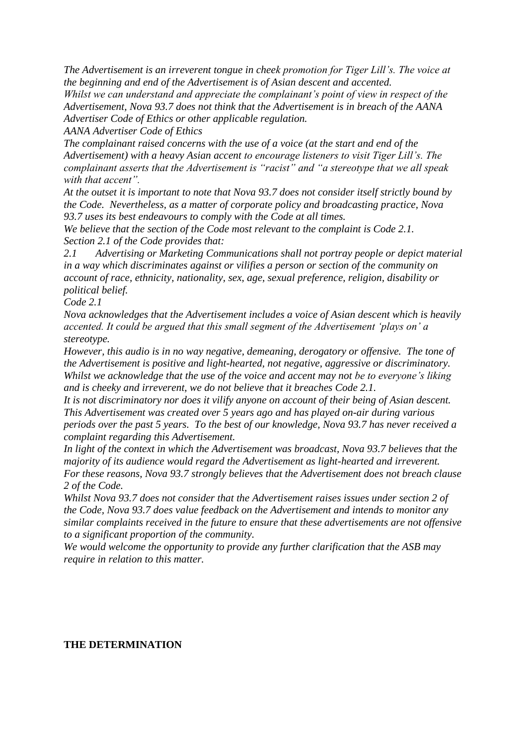*The Advertisement is an irreverent tongue in cheek promotion for Tiger Lill's. The voice at the beginning and end of the Advertisement is of Asian descent and accented.*

*Whilst we can understand and appreciate the complainant's point of view in respect of the Advertisement, Nova 93.7 does not think that the Advertisement is in breach of the AANA Advertiser Code of Ethics or other applicable regulation.*

*AANA Advertiser Code of Ethics*

*The complainant raised concerns with the use of a voice (at the start and end of the Advertisement) with a heavy Asian accent to encourage listeners to visit Tiger Lill's. The complainant asserts that the Advertisement is "racist" and "a stereotype that we all speak with that accent".*

*At the outset it is important to note that Nova 93.7 does not consider itself strictly bound by the Code. Nevertheless, as a matter of corporate policy and broadcasting practice, Nova 93.7 uses its best endeavours to comply with the Code at all times.*

*We believe that the section of the Code most relevant to the complaint is Code 2.1.*

*Section 2.1 of the Code provides that:*

*2.1 Advertising or Marketing Communications shall not portray people or depict material in a way which discriminates against or vilifies a person or section of the community on account of race, ethnicity, nationality, sex, age, sexual preference, religion, disability or political belief.*

*Code 2.1*

*Nova acknowledges that the Advertisement includes a voice of Asian descent which is heavily accented. It could be argued that this small segment of the Advertisement 'plays on' a stereotype.*

*However, this audio is in no way negative, demeaning, derogatory or offensive. The tone of the Advertisement is positive and light-hearted, not negative, aggressive or discriminatory. Whilst we acknowledge that the use of the voice and accent may not be to everyone's liking and is cheeky and irreverent, we do not believe that it breaches Code 2.1.*

*It is not discriminatory nor does it vilify anyone on account of their being of Asian descent. This Advertisement was created over 5 years ago and has played on-air during various periods over the past 5 years. To the best of our knowledge, Nova 93.7 has never received a complaint regarding this Advertisement.*

*In light of the context in which the Advertisement was broadcast, Nova 93.7 believes that the majority of its audience would regard the Advertisement as light-hearted and irreverent.*

*For these reasons, Nova 93.7 strongly believes that the Advertisement does not breach clause 2 of the Code.*

*Whilst Nova 93.7 does not consider that the Advertisement raises issues under section 2 of the Code, Nova 93.7 does value feedback on the Advertisement and intends to monitor any similar complaints received in the future to ensure that these advertisements are not offensive to a significant proportion of the community.*

*We would welcome the opportunity to provide any further clarification that the ASB may require in relation to this matter.*

**THE DETERMINATION**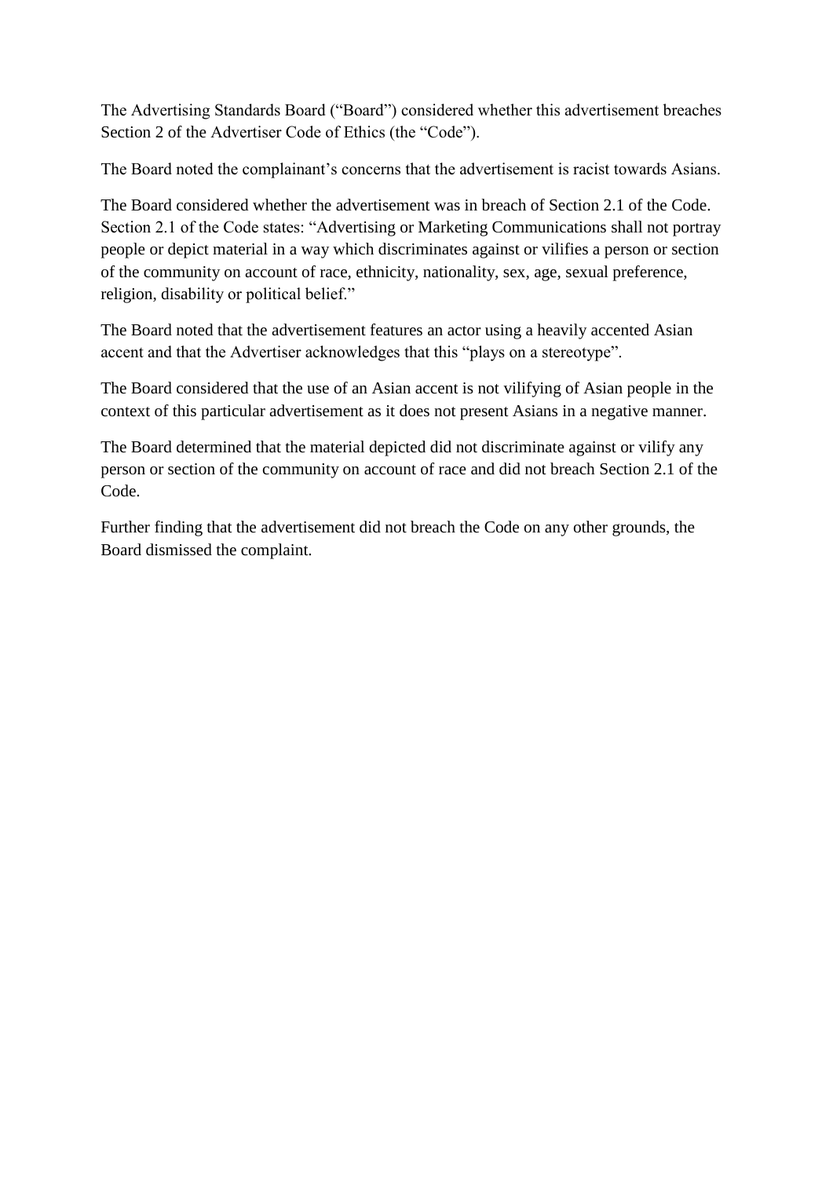The Advertising Standards Board ("Board") considered whether this advertisement breaches Section 2 of the Advertiser Code of Ethics (the "Code").

The Board noted the complainant's concerns that the advertisement is racist towards Asians.

The Board considered whether the advertisement was in breach of Section 2.1 of the Code. Section 2.1 of the Code states: "Advertising or Marketing Communications shall not portray people or depict material in a way which discriminates against or vilifies a person or section of the community on account of race, ethnicity, nationality, sex, age, sexual preference, religion, disability or political belief."

The Board noted that the advertisement features an actor using a heavily accented Asian accent and that the Advertiser acknowledges that this "plays on a stereotype".

The Board considered that the use of an Asian accent is not vilifying of Asian people in the context of this particular advertisement as it does not present Asians in a negative manner.

The Board determined that the material depicted did not discriminate against or vilify any person or section of the community on account of race and did not breach Section 2.1 of the Code.

Further finding that the advertisement did not breach the Code on any other grounds, the Board dismissed the complaint.